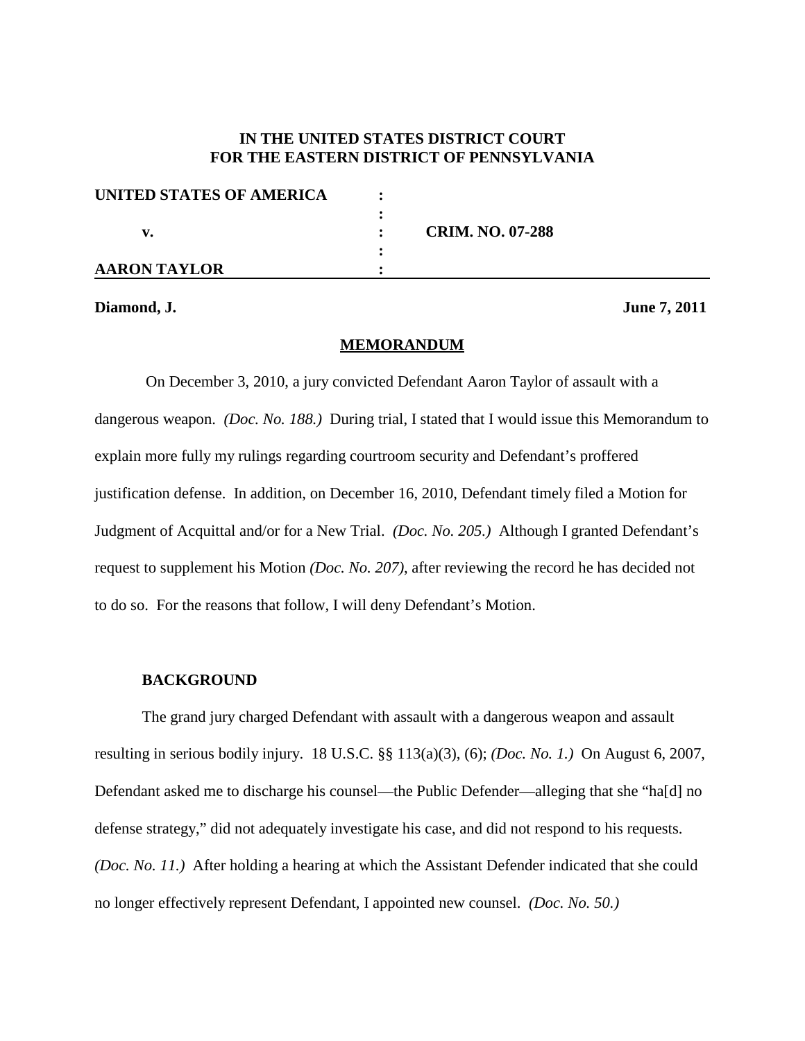**IN THE UNITED STATES DISTRICT COURT**
**FOR THE EASTERN DISTRICT OF PENNSYLVANIA**

| | | |
|---|---|---|
| **UNITED STATES OF AMERICA** | : | |
| | : | |
| **v.** | : | **CRIM. NO. 07-288** |
| | : | |
| **AARON TAYLOR** | : | |

**Diamond, J.** **June 7, 2011**

## MEMORANDUM

On December 3, 2010, a jury convicted Defendant Aaron Taylor of assault with a dangerous weapon. *(Doc. No. 188.)* During trial, I stated that I would issue this Memorandum to explain more fully my rulings regarding courtroom security and Defendant's proffered justification defense. In addition, on December 16, 2010, Defendant timely filed a Motion for Judgment of Acquittal and/or for a New Trial. *(Doc. No. 205.)* Although I granted Defendant's request to supplement his Motion *(Doc. No. 207)*, after reviewing the record he has decided not to do so. For the reasons that follow, I will deny Defendant's Motion.

### BACKGROUND

The grand jury charged Defendant with assault with a dangerous weapon and assault resulting in serious bodily injury. 18 U.S.C. §§ 113(a)(3), (6); *(Doc. No. 1.)* On August 6, 2007, Defendant asked me to discharge his counsel—the Public Defender—alleging that she "ha[d] no defense strategy," did not adequately investigate his case, and did not respond to his requests. *(Doc. No. 11.)* After holding a hearing at which the Assistant Defender indicated that she could no longer effectively represent Defendant, I appointed new counsel. *(Doc. No. 50.)*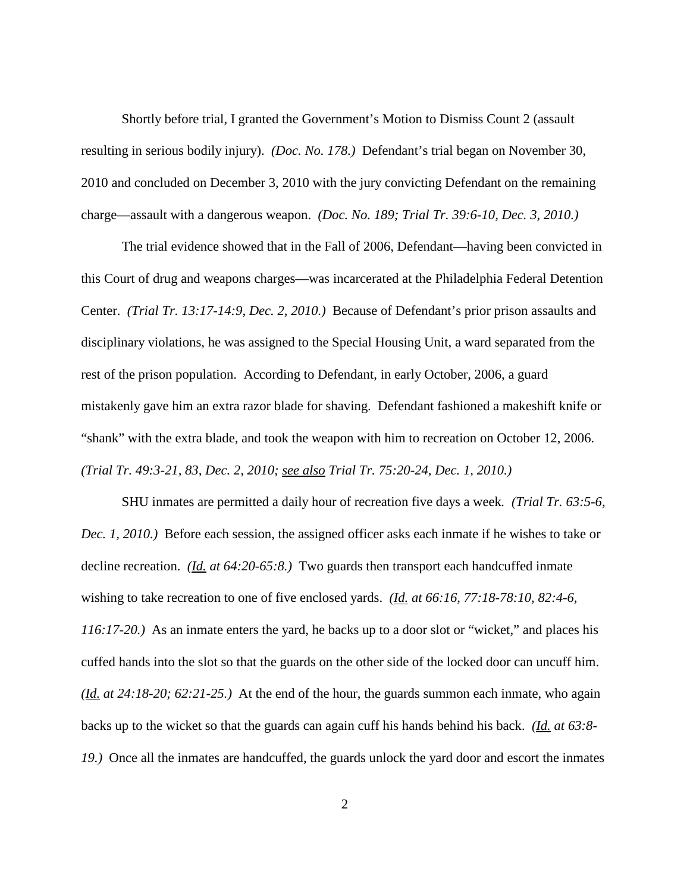Shortly before trial, I granted the Government's Motion to Dismiss Count 2 (assault resulting in serious bodily injury). *(Doc. No. 178.)* Defendant's trial began on November 30, 2010 and concluded on December 3, 2010 with the jury convicting Defendant on the remaining charge—assault with a dangerous weapon. *(Doc. No. 189; Trial Tr. 39:6-10, Dec. 3, 2010.)*

The trial evidence showed that in the Fall of 2006, Defendant—having been convicted in this Court of drug and weapons charges—was incarcerated at the Philadelphia Federal Detention Center. *(Trial Tr. 13:17-14:9, Dec. 2, 2010.)* Because of Defendant's prior prison assaults and disciplinary violations, he was assigned to the Special Housing Unit, a ward separated from the rest of the prison population. According to Defendant, in early October, 2006, a guard mistakenly gave him an extra razor blade for shaving. Defendant fashioned a makeshift knife or "shank" with the extra blade, and took the weapon with him to recreation on October 12, 2006. *(Trial Tr. 49:3-21, 83, Dec. 2, 2010; <u>see also</u> Trial Tr. 75:20-24, Dec. 1, 2010.)*

SHU inmates are permitted a daily hour of recreation five days a week. *(Trial Tr. 63:5-6, Dec. 1, 2010.)* Before each session, the assigned officer asks each inmate if he wishes to take or decline recreation. *(<u>Id.</u> at 64:20-65:8.)* Two guards then transport each handcuffed inmate wishing to take recreation to one of five enclosed yards. *(<u>Id.</u> at 66:16, 77:18-78:10, 82:4-6, 116:17-20.)* As an inmate enters the yard, he backs up to a door slot or "wicket," and places his cuffed hands into the slot so that the guards on the other side of the locked door can uncuff him. *(<u>Id.</u> at 24:18-20; 62:21-25.)* At the end of the hour, the guards summon each inmate, who again backs up to the wicket so that the guards can again cuff his hands behind his back. *(<u>Id.</u> at 63:8-19.)* Once all the inmates are handcuffed, the guards unlock the yard door and escort the inmates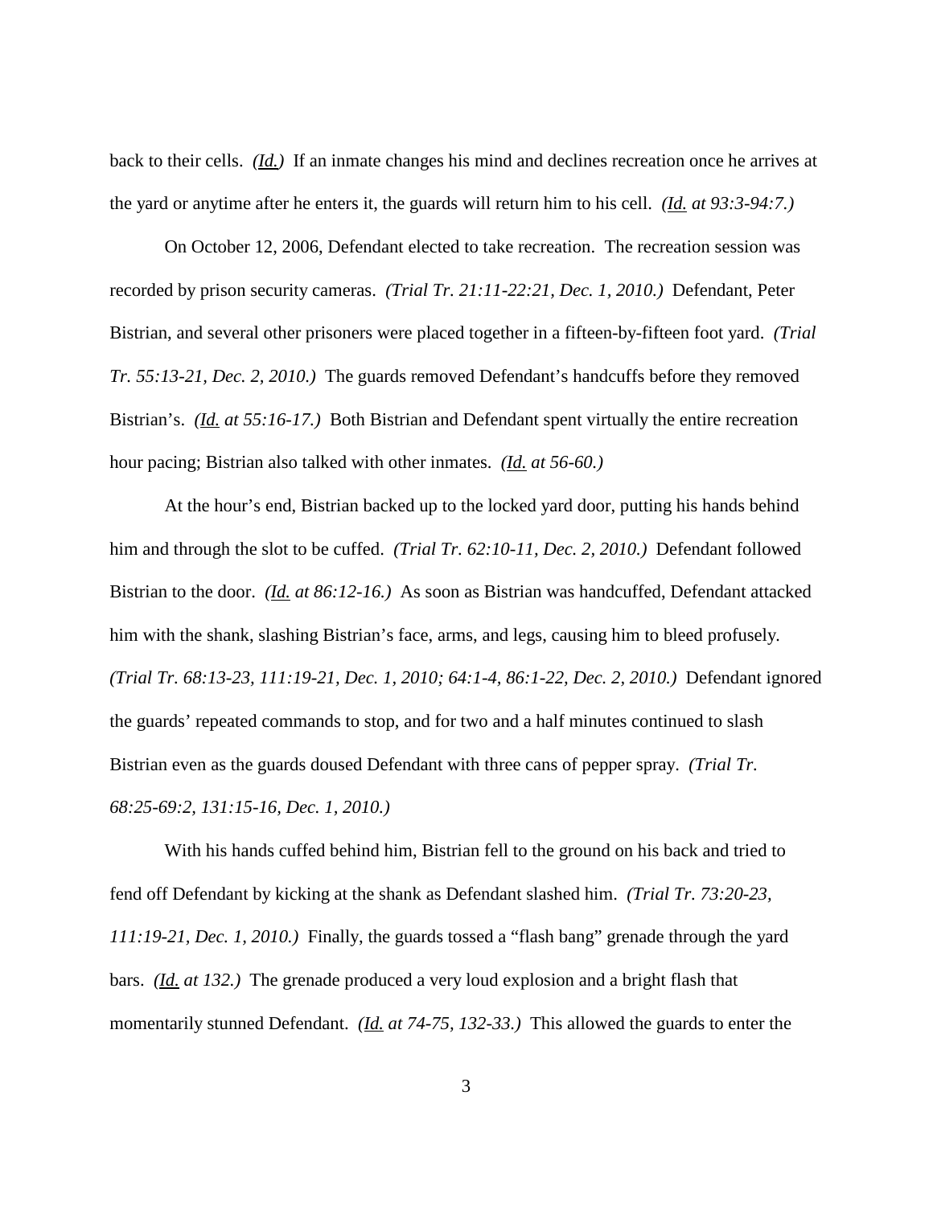back to their cells. *(Id.)* If an inmate changes his mind and declines recreation once he arrives at the yard or anytime after he enters it, the guards will return him to his cell. *(Id. at 93:3-94:7.)*

On October 12, 2006, Defendant elected to take recreation. The recreation session was recorded by prison security cameras. *(Trial Tr. 21:11-22:21, Dec. 1, 2010.)* Defendant, Peter Bistrian, and several other prisoners were placed together in a fifteen-by-fifteen foot yard. *(Trial Tr. 55:13-21, Dec. 2, 2010.)* The guards removed Defendant's handcuffs before they removed Bistrian's. *(Id. at 55:16-17.)* Both Bistrian and Defendant spent virtually the entire recreation hour pacing; Bistrian also talked with other inmates. *(Id. at 56-60.)*

At the hour's end, Bistrian backed up to the locked yard door, putting his hands behind him and through the slot to be cuffed. *(Trial Tr. 62:10-11, Dec. 2, 2010.)* Defendant followed Bistrian to the door. *(Id. at 86:12-16.)* As soon as Bistrian was handcuffed, Defendant attacked him with the shank, slashing Bistrian's face, arms, and legs, causing him to bleed profusely. *(Trial Tr. 68:13-23, 111:19-21, Dec. 1, 2010; 64:1-4, 86:1-22, Dec. 2, 2010.)* Defendant ignored the guards' repeated commands to stop, and for two and a half minutes continued to slash Bistrian even as the guards doused Defendant with three cans of pepper spray. *(Trial Tr. 68:25-69:2, 131:15-16, Dec. 1, 2010.)*

With his hands cuffed behind him, Bistrian fell to the ground on his back and tried to fend off Defendant by kicking at the shank as Defendant slashed him. *(Trial Tr. 73:20-23, 111:19-21, Dec. 1, 2010.)* Finally, the guards tossed a "flash bang" grenade through the yard bars. *(Id. at 132.)* The grenade produced a very loud explosion and a bright flash that momentarily stunned Defendant. *(Id. at 74-75, 132-33.)* This allowed the guards to enter the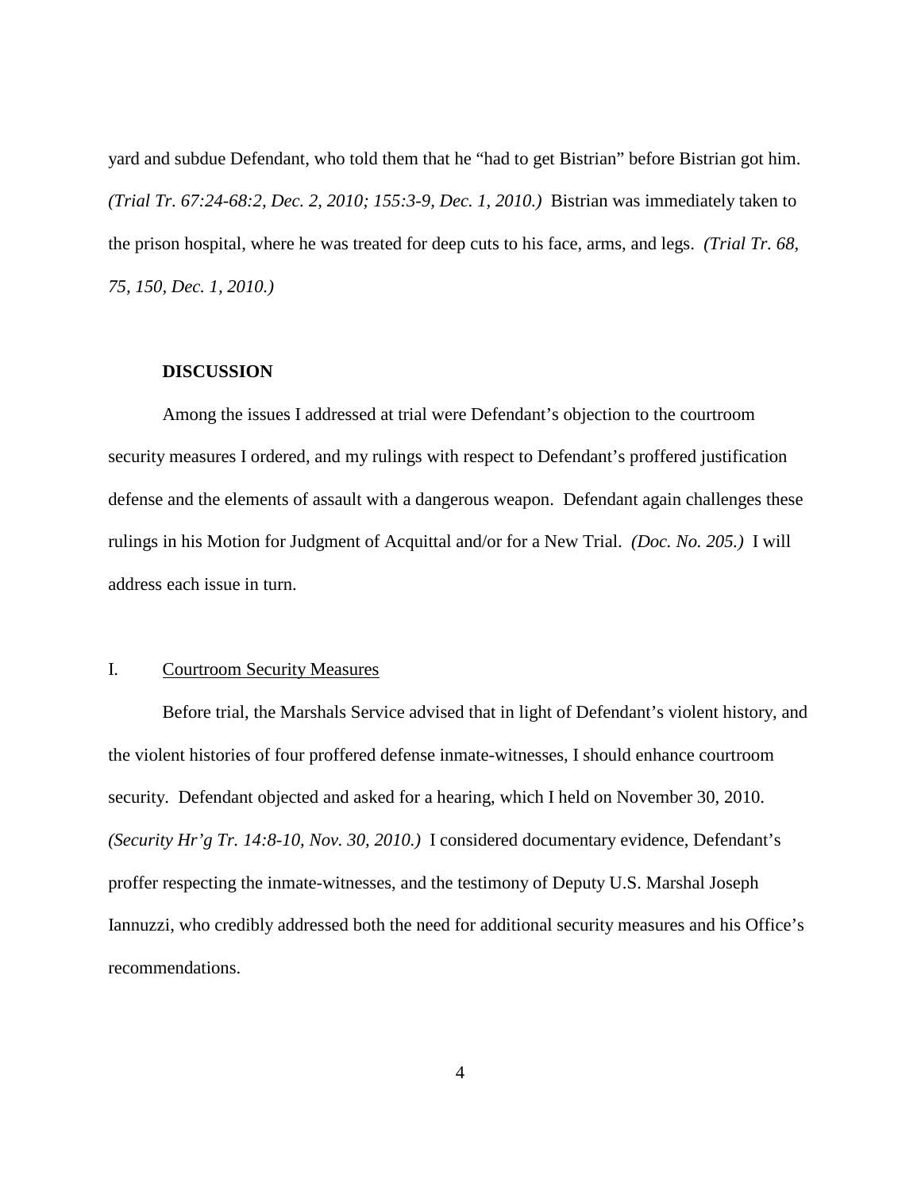yard and subdue Defendant, who told them that he "had to get Bistrian" before Bistrian got him. *(Trial Tr. 67:24-68:2, Dec. 2, 2010; 155:3-9, Dec. 1, 2010.)* Bistrian was immediately taken to the prison hospital, where he was treated for deep cuts to his face, arms, and legs. *(Trial Tr. 68, 75, 150, Dec. 1, 2010.)*

## DISCUSSION

Among the issues I addressed at trial were Defendant's objection to the courtroom security measures I ordered, and my rulings with respect to Defendant's proffered justification defense and the elements of assault with a dangerous weapon. Defendant again challenges these rulings in his Motion for Judgment of Acquittal and/or for a New Trial. *(Doc. No. 205.)* I will address each issue in turn.

### I. Courtroom Security Measures

Before trial, the Marshals Service advised that in light of Defendant's violent history, and the violent histories of four proffered defense inmate-witnesses, I should enhance courtroom security. Defendant objected and asked for a hearing, which I held on November 30, 2010. *(Security Hr'g Tr. 14:8-10, Nov. 30, 2010.)* I considered documentary evidence, Defendant's proffer respecting the inmate-witnesses, and the testimony of Deputy U.S. Marshal Joseph Iannuzzi, who credibly addressed both the need for additional security measures and his Office's recommendations.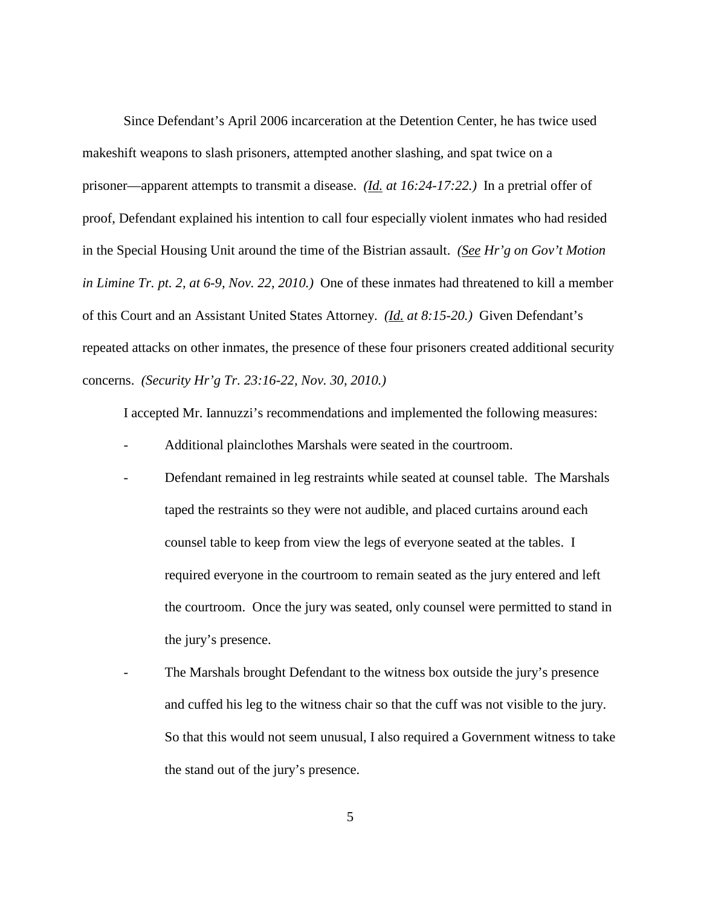Since Defendant's April 2006 incarceration at the Detention Center, he has twice used makeshift weapons to slash prisoners, attempted another slashing, and spat twice on a prisoner—apparent attempts to transmit a disease. *(Id. at 16:24-17:22.)* In a pretrial offer of proof, Defendant explained his intention to call four especially violent inmates who had resided in the Special Housing Unit around the time of the Bistrian assault. *(See Hr'g on Gov't Motion in Limine Tr. pt. 2, at 6-9, Nov. 22, 2010.)* One of these inmates had threatened to kill a member of this Court and an Assistant United States Attorney. *(Id. at 8:15-20.)* Given Defendant's repeated attacks on other inmates, the presence of these four prisoners created additional security concerns. *(Security Hr'g Tr. 23:16-22, Nov. 30, 2010.)*

I accepted Mr. Iannuzzi's recommendations and implemented the following measures:

- Additional plainclothes Marshals were seated in the courtroom.
- Defendant remained in leg restraints while seated at counsel table. The Marshals taped the restraints so they were not audible, and placed curtains around each counsel table to keep from view the legs of everyone seated at the tables. I required everyone in the courtroom to remain seated as the jury entered and left the courtroom. Once the jury was seated, only counsel were permitted to stand in the jury's presence.
- The Marshals brought Defendant to the witness box outside the jury's presence and cuffed his leg to the witness chair so that the cuff was not visible to the jury. So that this would not seem unusual, I also required a Government witness to take the stand out of the jury's presence.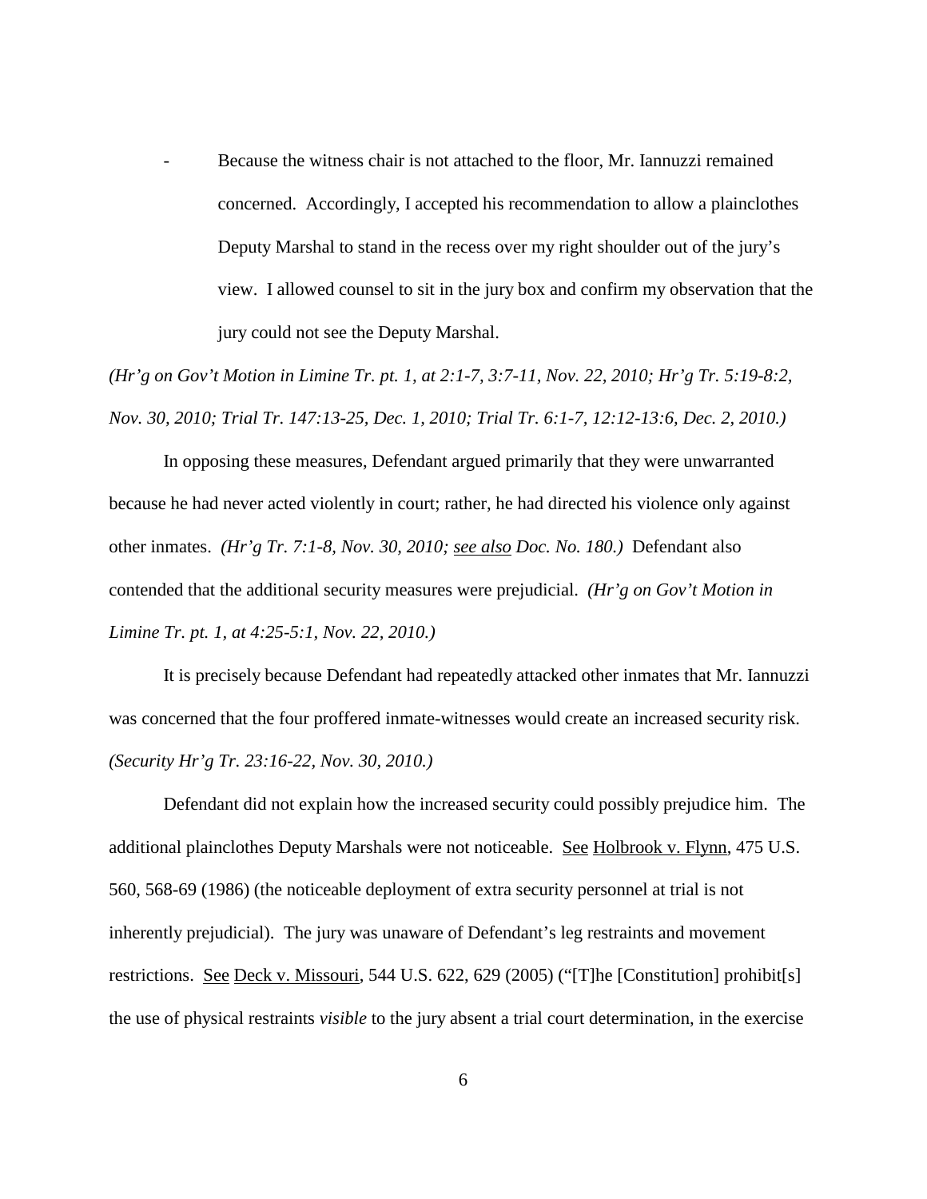- Because the witness chair is not attached to the floor, Mr. Iannuzzi remained concerned. Accordingly, I accepted his recommendation to allow a plainclothes Deputy Marshal to stand in the recess over my right shoulder out of the jury's view. I allowed counsel to sit in the jury box and confirm my observation that the jury could not see the Deputy Marshal.

*(Hr'g on Gov't Motion in Limine Tr. pt. 1, at 2:1-7, 3:7-11, Nov. 22, 2010; Hr'g Tr. 5:19-8:2, Nov. 30, 2010; Trial Tr. 147:13-25, Dec. 1, 2010; Trial Tr. 6:1-7, 12:12-13:6, Dec. 2, 2010.)*

In opposing these measures, Defendant argued primarily that they were unwarranted because he had never acted violently in court; rather, he had directed his violence only against other inmates. *(Hr'g Tr. 7:1-8, Nov. 30, 2010; see also Doc. No. 180.)* Defendant also contended that the additional security measures were prejudicial. *(Hr'g on Gov't Motion in Limine Tr. pt. 1, at 4:25-5:1, Nov. 22, 2010.)*

It is precisely because Defendant had repeatedly attacked other inmates that Mr. Iannuzzi was concerned that the four proffered inmate-witnesses would create an increased security risk. *(Security Hr'g Tr. 23:16-22, Nov. 30, 2010.)*

Defendant did not explain how the increased security could possibly prejudice him. The additional plainclothes Deputy Marshals were not noticeable. See Holbrook v. Flynn, 475 U.S. 560, 568-69 (1986) (the noticeable deployment of extra security personnel at trial is not inherently prejudicial). The jury was unaware of Defendant's leg restraints and movement restrictions. See Deck v. Missouri, 544 U.S. 622, 629 (2005) ("[T]he [Constitution] prohibit[s] the use of physical restraints *visible* to the jury absent a trial court determination, in the exercise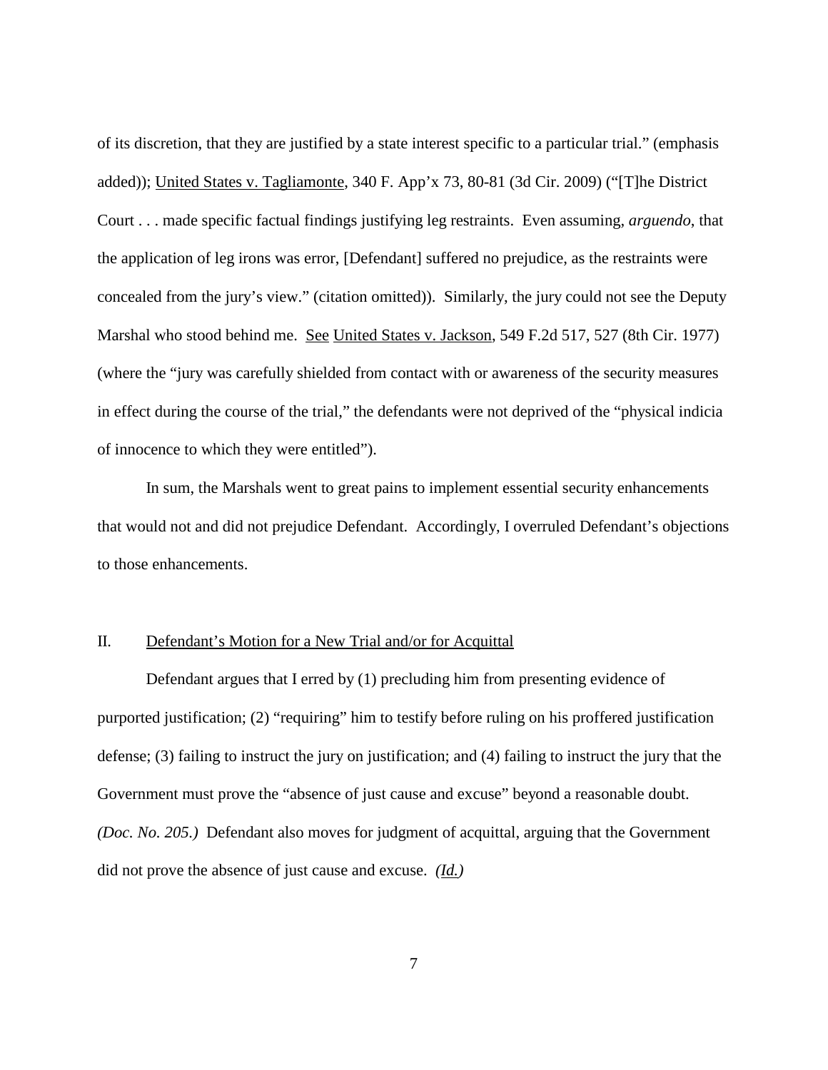of its discretion, that they are justified by a state interest specific to a particular trial." (emphasis added)); United States v. Tagliamonte, 340 F. App'x 73, 80-81 (3d Cir. 2009) ("[T]he District Court . . . made specific factual findings justifying leg restraints. Even assuming, *arguendo*, that the application of leg irons was error, [Defendant] suffered no prejudice, as the restraints were concealed from the jury's view." (citation omitted)). Similarly, the jury could not see the Deputy Marshal who stood behind me. See United States v. Jackson, 549 F.2d 517, 527 (8th Cir. 1977) (where the "jury was carefully shielded from contact with or awareness of the security measures in effect during the course of the trial," the defendants were not deprived of the "physical indicia of innocence to which they were entitled").

In sum, the Marshals went to great pains to implement essential security enhancements that would not and did not prejudice Defendant. Accordingly, I overruled Defendant's objections to those enhancements.

## II. Defendant's Motion for a New Trial and/or for Acquittal

Defendant argues that I erred by (1) precluding him from presenting evidence of purported justification; (2) "requiring" him to testify before ruling on his proffered justification defense; (3) failing to instruct the jury on justification; and (4) failing to instruct the jury that the Government must prove the "absence of just cause and excuse" beyond a reasonable doubt. *(Doc. No. 205.)* Defendant also moves for judgment of acquittal, arguing that the Government did not prove the absence of just cause and excuse. *(Id.)*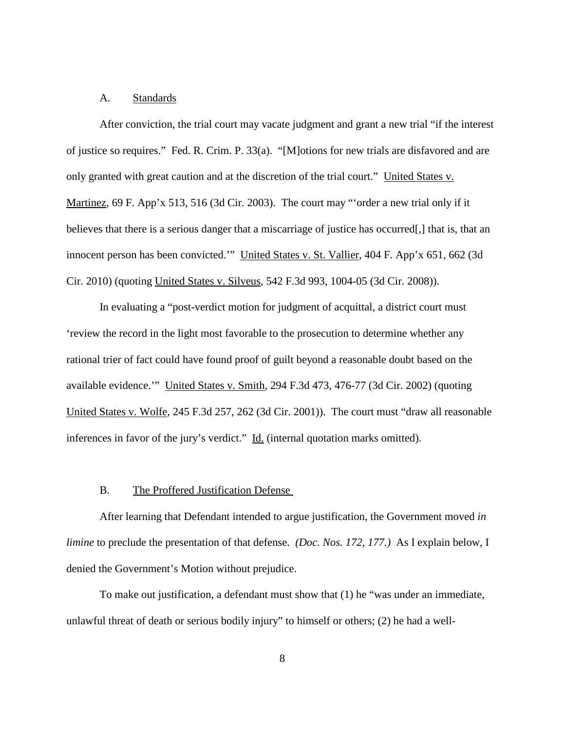### A. Standards

After conviction, the trial court may vacate judgment and grant a new trial "if the interest of justice so requires." Fed. R. Crim. P. 33(a). "[M]otions for new trials are disfavored and are only granted with great caution and at the discretion of the trial court." United States v. Martinez, 69 F. App'x 513, 516 (3d Cir. 2003). The court may "'order a new trial only if it believes that there is a serious danger that a miscarriage of justice has occurred[,] that is, that an innocent person has been convicted.'" United States v. St. Vallier, 404 F. App'x 651, 662 (3d Cir. 2010) (quoting United States v. Silveus, 542 F.3d 993, 1004-05 (3d Cir. 2008)).

In evaluating a "post-verdict motion for judgment of acquittal, a district court must 'review the record in the light most favorable to the prosecution to determine whether any rational trier of fact could have found proof of guilt beyond a reasonable doubt based on the available evidence.'" United States v. Smith, 294 F.3d 473, 476-77 (3d Cir. 2002) (quoting United States v. Wolfe, 245 F.3d 257, 262 (3d Cir. 2001)). The court must "draw all reasonable inferences in favor of the jury's verdict." Id. (internal quotation marks omitted).

### B. The Proffered Justification Defense

After learning that Defendant intended to argue justification, the Government moved *in limine* to preclude the presentation of that defense. *(Doc. Nos. 172, 177.)* As I explain below, I denied the Government's Motion without prejudice.

To make out justification, a defendant must show that (1) he "was under an immediate, unlawful threat of death or serious bodily injury" to himself or others; (2) he had a well-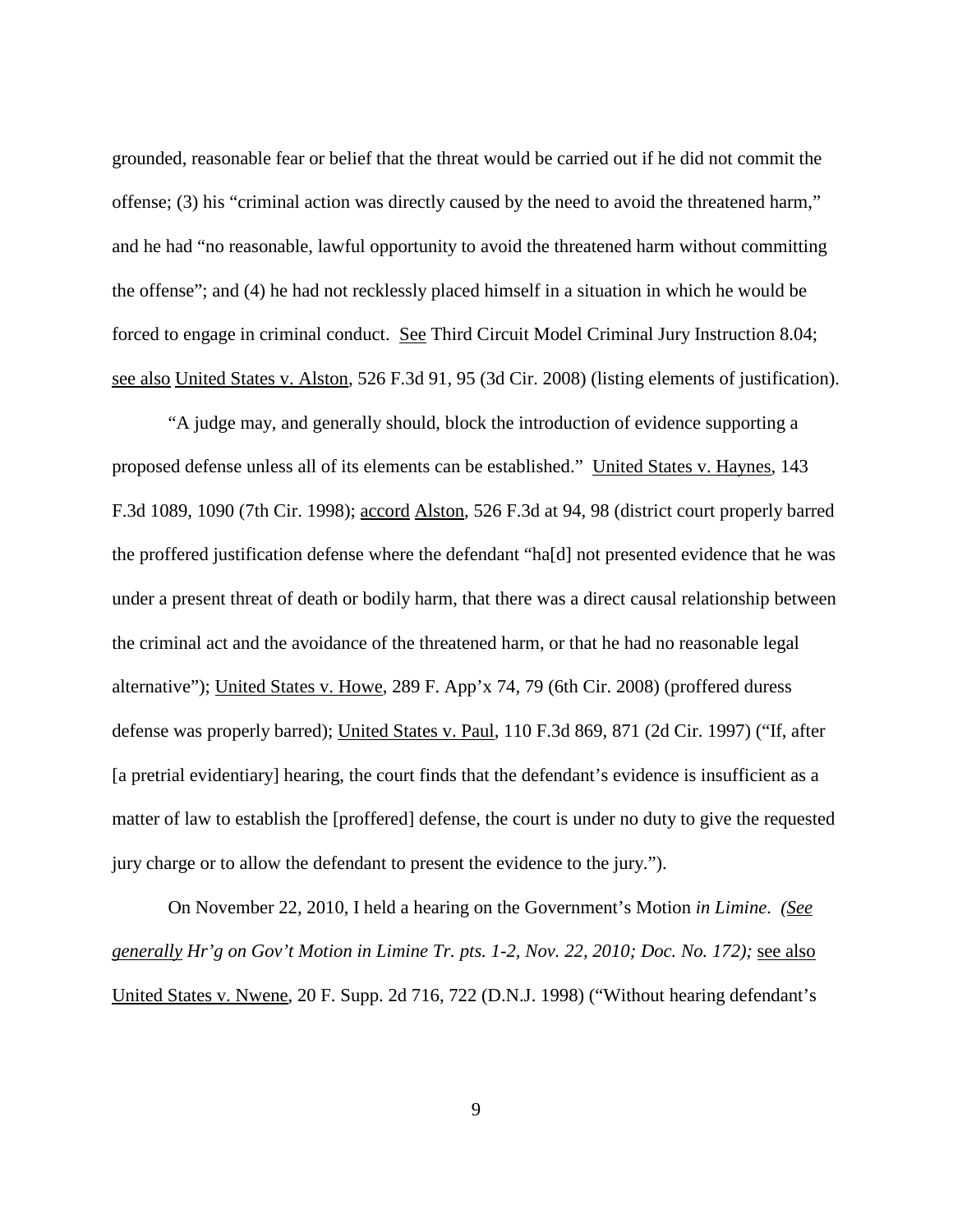grounded, reasonable fear or belief that the threat would be carried out if he did not commit the offense; (3) his "criminal action was directly caused by the need to avoid the threatened harm," and he had "no reasonable, lawful opportunity to avoid the threatened harm without committing the offense"; and (4) he had not recklessly placed himself in a situation in which he would be forced to engage in criminal conduct. See Third Circuit Model Criminal Jury Instruction 8.04; see also United States v. Alston, 526 F.3d 91, 95 (3d Cir. 2008) (listing elements of justification).

"A judge may, and generally should, block the introduction of evidence supporting a proposed defense unless all of its elements can be established." United States v. Haynes, 143 F.3d 1089, 1090 (7th Cir. 1998); accord Alston, 526 F.3d at 94, 98 (district court properly barred the proffered justification defense where the defendant "ha[d] not presented evidence that he was under a present threat of death or bodily harm, that there was a direct causal relationship between the criminal act and the avoidance of the threatened harm, or that he had no reasonable legal alternative"); United States v. Howe, 289 F. App'x 74, 79 (6th Cir. 2008) (proffered duress defense was properly barred); United States v. Paul, 110 F.3d 869, 871 (2d Cir. 1997) ("If, after [a pretrial evidentiary] hearing, the court finds that the defendant's evidence is insufficient as a matter of law to establish the [proffered] defense, the court is under no duty to give the requested jury charge or to allow the defendant to present the evidence to the jury.").

On November 22, 2010, I held a hearing on the Government's Motion *in Limine*. *(See generally Hr'g on Gov't Motion in Limine Tr. pts. 1-2, Nov. 22, 2010; Doc. No. 172);* see also United States v. Nwene, 20 F. Supp. 2d 716, 722 (D.N.J. 1998) ("Without hearing defendant's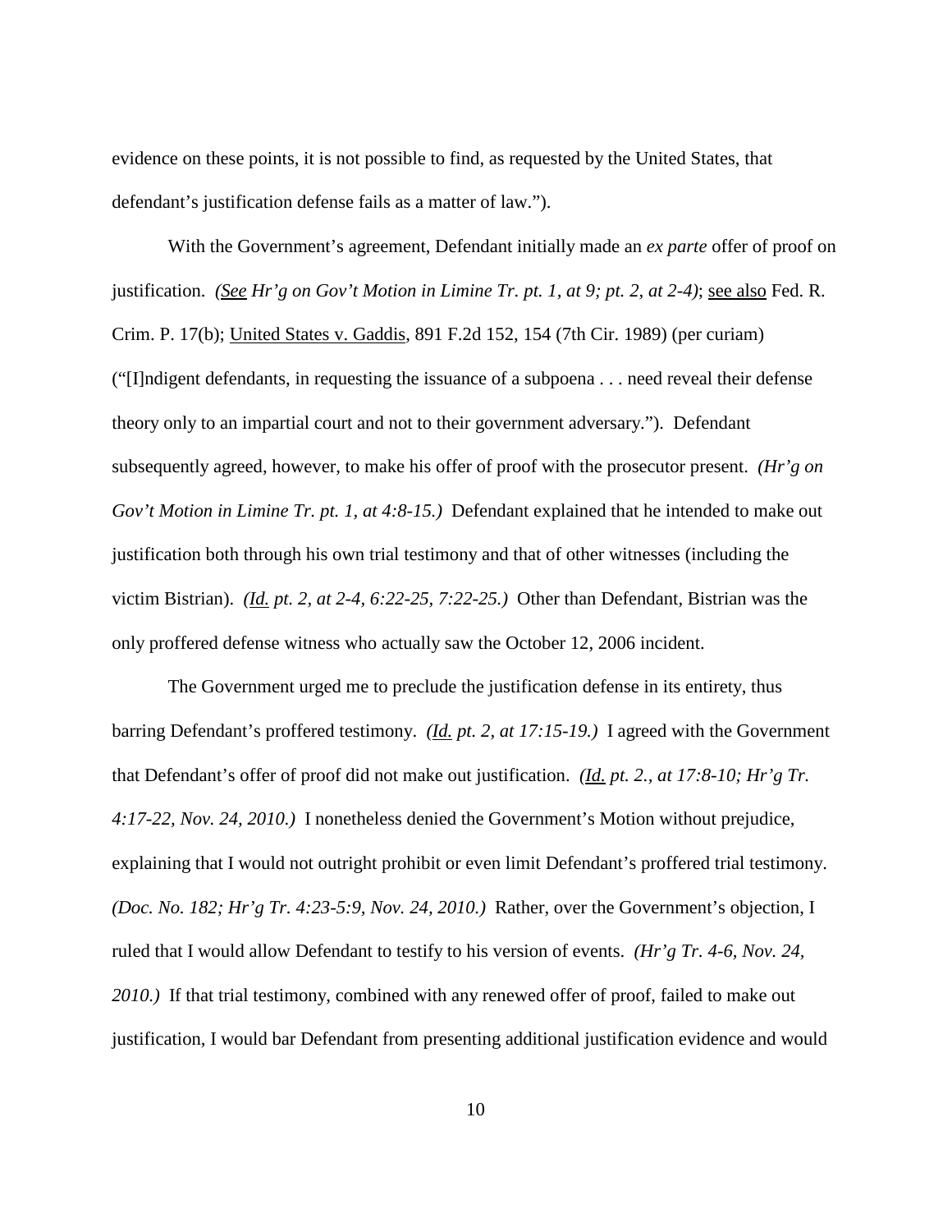evidence on these points, it is not possible to find, as requested by the United States, that defendant's justification defense fails as a matter of law.").

With the Government's agreement, Defendant initially made an *ex parte* offer of proof on justification. *(See Hr'g on Gov't Motion in Limine Tr. pt. 1, at 9; pt. 2, at 2-4)*; see also Fed. R. Crim. P. 17(b); United States v. Gaddis, 891 F.2d 152, 154 (7th Cir. 1989) (per curiam) ("[I]ndigent defendants, in requesting the issuance of a subpoena . . . need reveal their defense theory only to an impartial court and not to their government adversary."). Defendant subsequently agreed, however, to make his offer of proof with the prosecutor present. *(Hr'g on Gov't Motion in Limine Tr. pt. 1, at 4:8-15.)* Defendant explained that he intended to make out justification both through his own trial testimony and that of other witnesses (including the victim Bistrian). *(Id. pt. 2, at 2-4, 6:22-25, 7:22-25.)* Other than Defendant, Bistrian was the only proffered defense witness who actually saw the October 12, 2006 incident.

The Government urged me to preclude the justification defense in its entirety, thus barring Defendant's proffered testimony. *(Id. pt. 2, at 17:15-19.)* I agreed with the Government that Defendant's offer of proof did not make out justification. *(Id. pt. 2., at 17:8-10; Hr'g Tr. 4:17-22, Nov. 24, 2010.)* I nonetheless denied the Government's Motion without prejudice, explaining that I would not outright prohibit or even limit Defendant's proffered trial testimony. *(Doc. No. 182; Hr'g Tr. 4:23-5:9, Nov. 24, 2010.)* Rather, over the Government's objection, I ruled that I would allow Defendant to testify to his version of events. *(Hr'g Tr. 4-6, Nov. 24, 2010.)* If that trial testimony, combined with any renewed offer of proof, failed to make out justification, I would bar Defendant from presenting additional justification evidence and would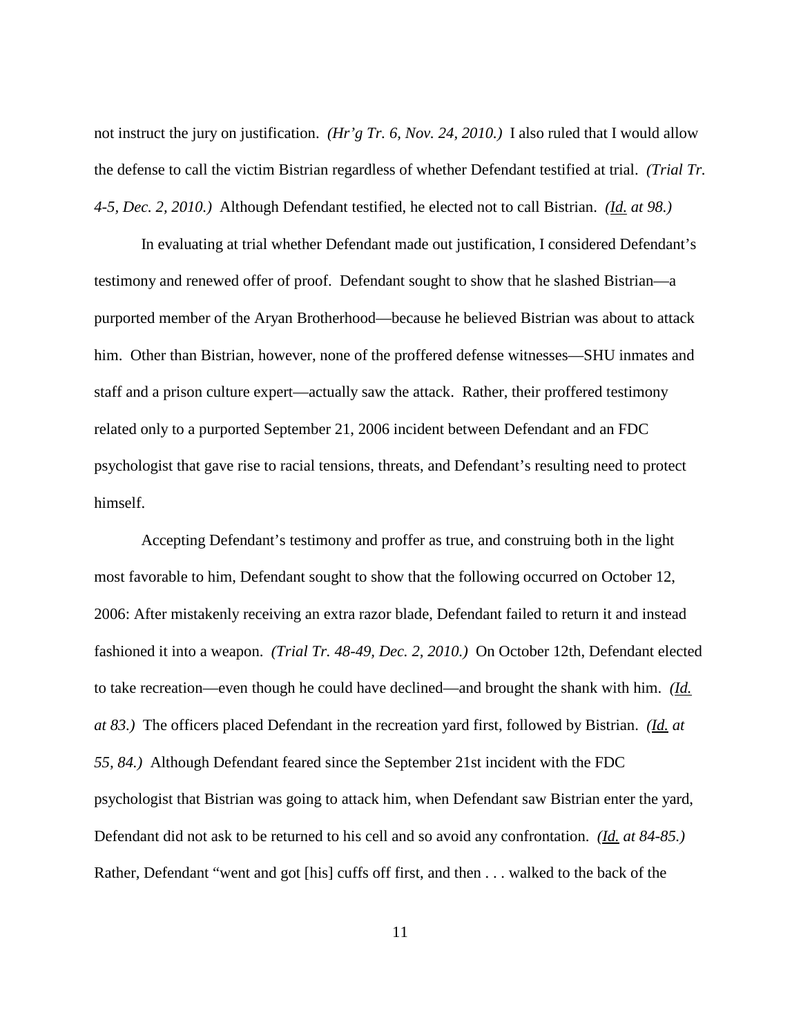not instruct the jury on justification. *(Hr'g Tr. 6, Nov. 24, 2010.)* I also ruled that I would allow the defense to call the victim Bistrian regardless of whether Defendant testified at trial. *(Trial Tr. 4-5, Dec. 2, 2010.)* Although Defendant testified, he elected not to call Bistrian. *(Id. at 98.)*

In evaluating at trial whether Defendant made out justification, I considered Defendant's testimony and renewed offer of proof. Defendant sought to show that he slashed Bistrian—a purported member of the Aryan Brotherhood—because he believed Bistrian was about to attack him. Other than Bistrian, however, none of the proffered defense witnesses—SHU inmates and staff and a prison culture expert—actually saw the attack. Rather, their proffered testimony related only to a purported September 21, 2006 incident between Defendant and an FDC psychologist that gave rise to racial tensions, threats, and Defendant's resulting need to protect himself.

Accepting Defendant's testimony and proffer as true, and construing both in the light most favorable to him, Defendant sought to show that the following occurred on October 12, 2006: After mistakenly receiving an extra razor blade, Defendant failed to return it and instead fashioned it into a weapon. *(Trial Tr. 48-49, Dec. 2, 2010.)* On October 12th, Defendant elected to take recreation—even though he could have declined—and brought the shank with him. *(Id. at 83.)* The officers placed Defendant in the recreation yard first, followed by Bistrian. *(Id. at 55, 84.)* Although Defendant feared since the September 21st incident with the FDC psychologist that Bistrian was going to attack him, when Defendant saw Bistrian enter the yard, Defendant did not ask to be returned to his cell and so avoid any confrontation. *(Id. at 84-85.)* Rather, Defendant "went and got [his] cuffs off first, and then . . . walked to the back of the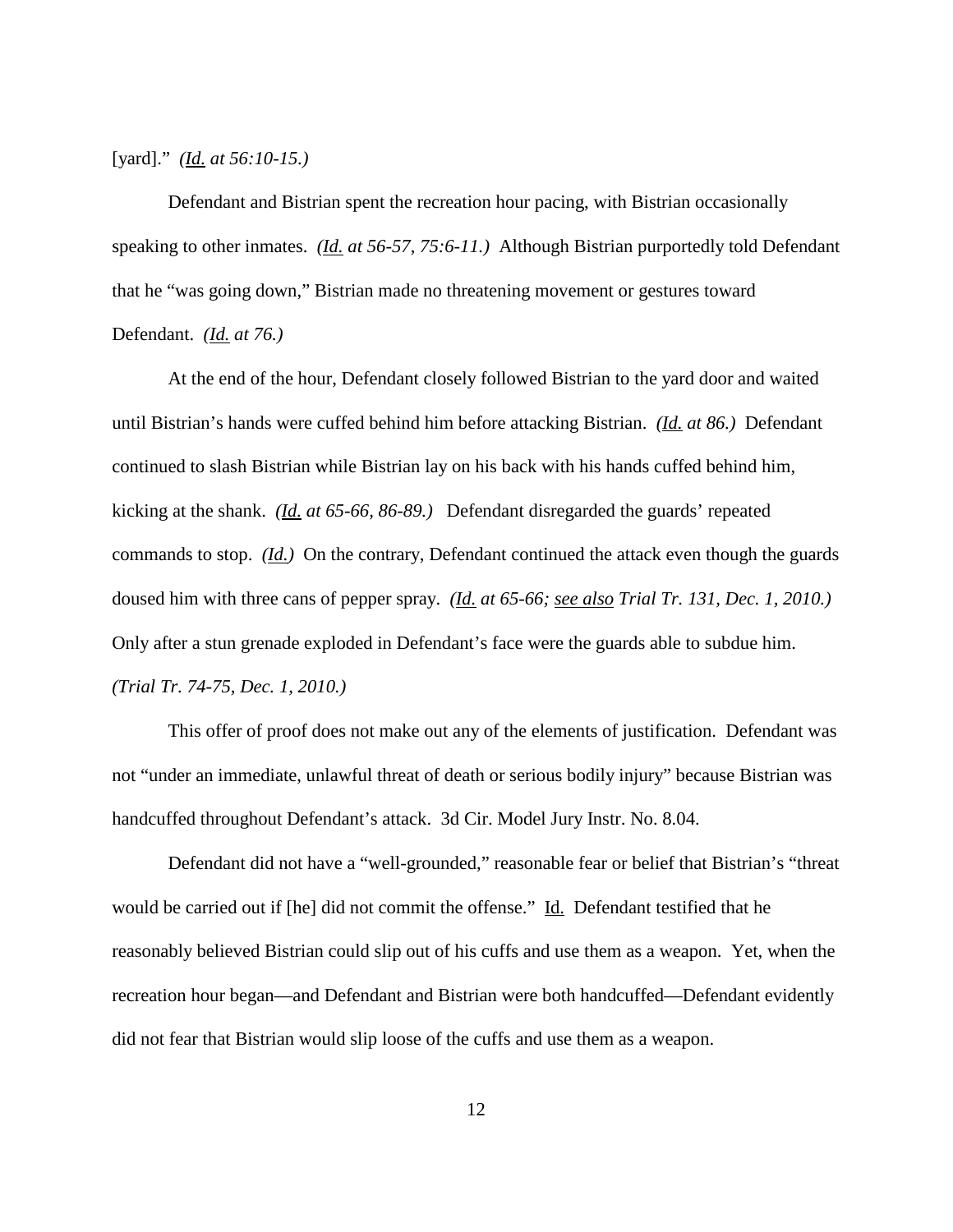[yard]." *(Id. at 56:10-15.)*

Defendant and Bistrian spent the recreation hour pacing, with Bistrian occasionally speaking to other inmates. *(Id. at 56-57, 75:6-11.)* Although Bistrian purportedly told Defendant that he "was going down," Bistrian made no threatening movement or gestures toward Defendant. *(Id. at 76.)*

At the end of the hour, Defendant closely followed Bistrian to the yard door and waited until Bistrian's hands were cuffed behind him before attacking Bistrian. *(Id. at 86.)* Defendant continued to slash Bistrian while Bistrian lay on his back with his hands cuffed behind him, kicking at the shank. *(Id. at 65-66, 86-89.)* Defendant disregarded the guards' repeated commands to stop. *(Id.)* On the contrary, Defendant continued the attack even though the guards doused him with three cans of pepper spray. *(Id. at 65-66; see also Trial Tr. 131, Dec. 1, 2010.)* Only after a stun grenade exploded in Defendant's face were the guards able to subdue him. *(Trial Tr. 74-75, Dec. 1, 2010.)*

This offer of proof does not make out any of the elements of justification. Defendant was not "under an immediate, unlawful threat of death or serious bodily injury" because Bistrian was handcuffed throughout Defendant's attack. 3d Cir. Model Jury Instr. No. 8.04.

Defendant did not have a "well-grounded," reasonable fear or belief that Bistrian's "threat would be carried out if [he] did not commit the offense." Id. Defendant testified that he reasonably believed Bistrian could slip out of his cuffs and use them as a weapon. Yet, when the recreation hour began—and Defendant and Bistrian were both handcuffed—Defendant evidently did not fear that Bistrian would slip loose of the cuffs and use them as a weapon.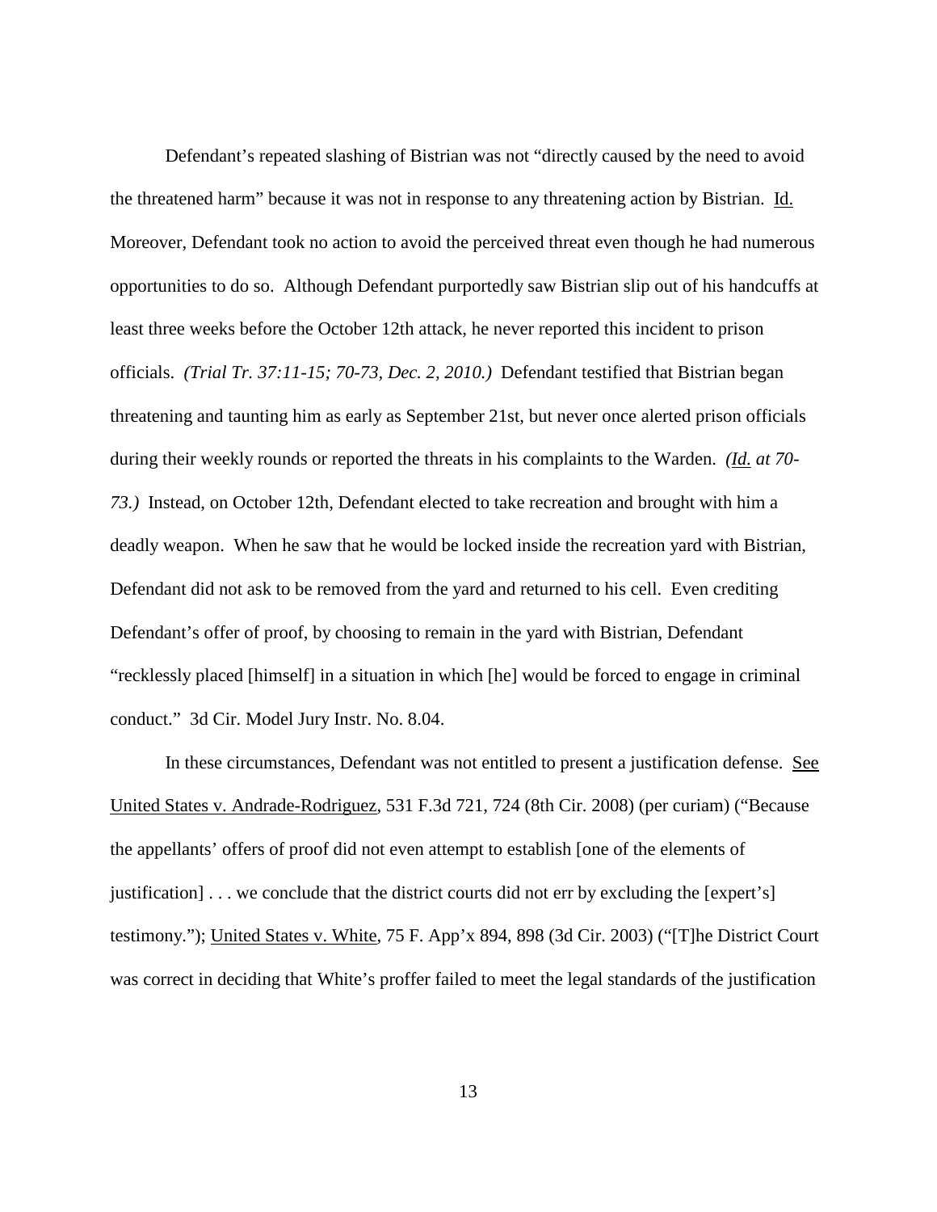Defendant's repeated slashing of Bistrian was not "directly caused by the need to avoid the threatened harm" because it was not in response to any threatening action by Bistrian. Id. Moreover, Defendant took no action to avoid the perceived threat even though he had numerous opportunities to do so. Although Defendant purportedly saw Bistrian slip out of his handcuffs at least three weeks before the October 12th attack, he never reported this incident to prison officials. *(Trial Tr. 37:11-15; 70-73, Dec. 2, 2010.)* Defendant testified that Bistrian began threatening and taunting him as early as September 21st, but never once alerted prison officials during their weekly rounds or reported the threats in his complaints to the Warden. *(Id. at 70-73.)* Instead, on October 12th, Defendant elected to take recreation and brought with him a deadly weapon. When he saw that he would be locked inside the recreation yard with Bistrian, Defendant did not ask to be removed from the yard and returned to his cell. Even crediting Defendant's offer of proof, by choosing to remain in the yard with Bistrian, Defendant "recklessly placed [himself] in a situation in which [he] would be forced to engage in criminal conduct." 3d Cir. Model Jury Instr. No. 8.04.

In these circumstances, Defendant was not entitled to present a justification defense. See United States v. Andrade-Rodriguez, 531 F.3d 721, 724 (8th Cir. 2008) (per curiam) ("Because the appellants' offers of proof did not even attempt to establish [one of the elements of justification] . . . we conclude that the district courts did not err by excluding the [expert's] testimony."); United States v. White, 75 F. App'x 894, 898 (3d Cir. 2003) ("[T]he District Court was correct in deciding that White's proffer failed to meet the legal standards of the justification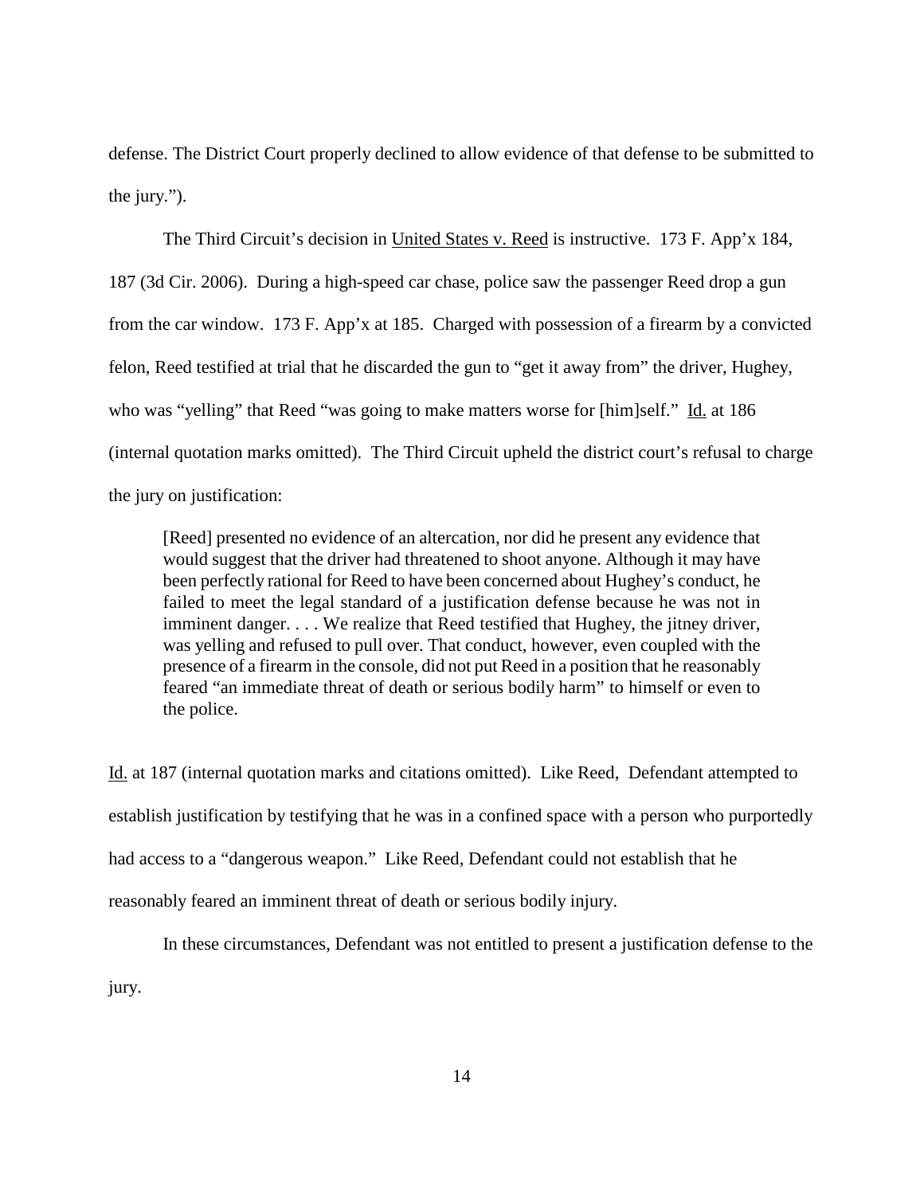defense. The District Court properly declined to allow evidence of that defense to be submitted to the jury.").

The Third Circuit's decision in United States v. Reed is instructive. 173 F. App'x 184, 187 (3d Cir. 2006). During a high-speed car chase, police saw the passenger Reed drop a gun from the car window. 173 F. App'x at 185. Charged with possession of a firearm by a convicted felon, Reed testified at trial that he discarded the gun to "get it away from" the driver, Hughey, who was "yelling" that Reed "was going to make matters worse for [him]self." Id. at 186 (internal quotation marks omitted). The Third Circuit upheld the district court's refusal to charge the jury on justification:

> [Reed] presented no evidence of an altercation, nor did he present any evidence that would suggest that the driver had threatened to shoot anyone. Although it may have been perfectly rational for Reed to have been concerned about Hughey's conduct, he failed to meet the legal standard of a justification defense because he was not in imminent danger. . . . We realize that Reed testified that Hughey, the jitney driver, was yelling and refused to pull over. That conduct, however, even coupled with the presence of a firearm in the console, did not put Reed in a position that he reasonably feared "an immediate threat of death or serious bodily harm" to himself or even to the police.

Id. at 187 (internal quotation marks and citations omitted). Like Reed, Defendant attempted to establish justification by testifying that he was in a confined space with a person who purportedly had access to a "dangerous weapon." Like Reed, Defendant could not establish that he reasonably feared an imminent threat of death or serious bodily injury.

In these circumstances, Defendant was not entitled to present a justification defense to the jury.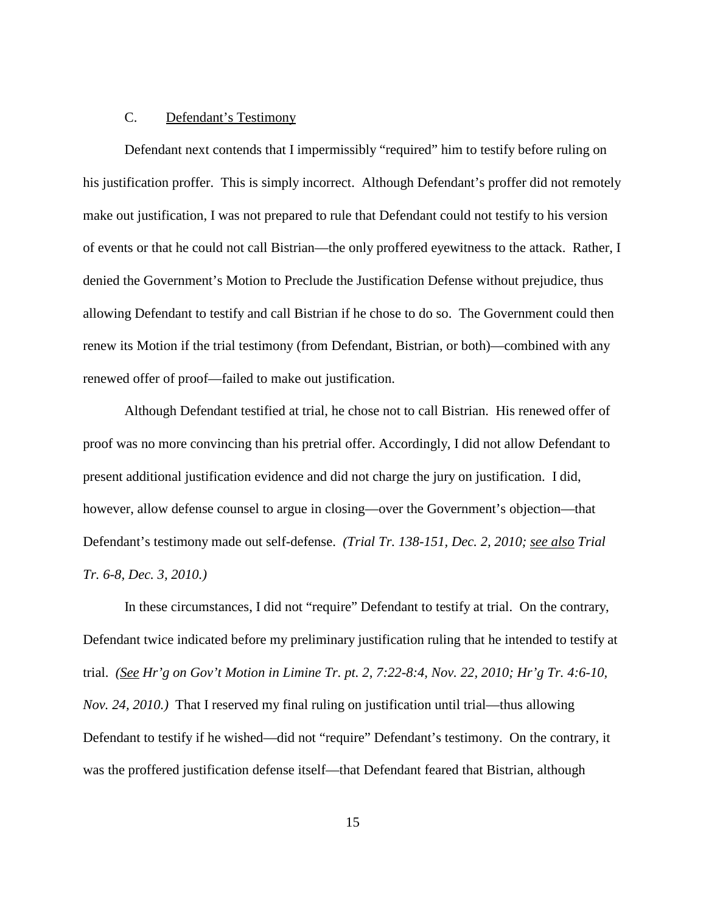### C. Defendant's Testimony

Defendant next contends that I impermissibly "required" him to testify before ruling on his justification proffer. This is simply incorrect. Although Defendant's proffer did not remotely make out justification, I was not prepared to rule that Defendant could not testify to his version of events or that he could not call Bistrian—the only proffered eyewitness to the attack. Rather, I denied the Government's Motion to Preclude the Justification Defense without prejudice, thus allowing Defendant to testify and call Bistrian if he chose to do so. The Government could then renew its Motion if the trial testimony (from Defendant, Bistrian, or both)—combined with any renewed offer of proof—failed to make out justification.

Although Defendant testified at trial, he chose not to call Bistrian. His renewed offer of proof was no more convincing than his pretrial offer. Accordingly, I did not allow Defendant to present additional justification evidence and did not charge the jury on justification. I did, however, allow defense counsel to argue in closing—over the Government's objection—that Defendant's testimony made out self-defense. *(Trial Tr. 138-151, Dec. 2, 2010; see also Trial Tr. 6-8, Dec. 3, 2010.)*

In these circumstances, I did not "require" Defendant to testify at trial. On the contrary, Defendant twice indicated before my preliminary justification ruling that he intended to testify at trial. *(See Hr'g on Gov't Motion in Limine Tr. pt. 2, 7:22-8:4, Nov. 22, 2010; Hr'g Tr. 4:6-10, Nov. 24, 2010.)* That I reserved my final ruling on justification until trial—thus allowing Defendant to testify if he wished—did not "require" Defendant's testimony. On the contrary, it was the proffered justification defense itself—that Defendant feared that Bistrian, although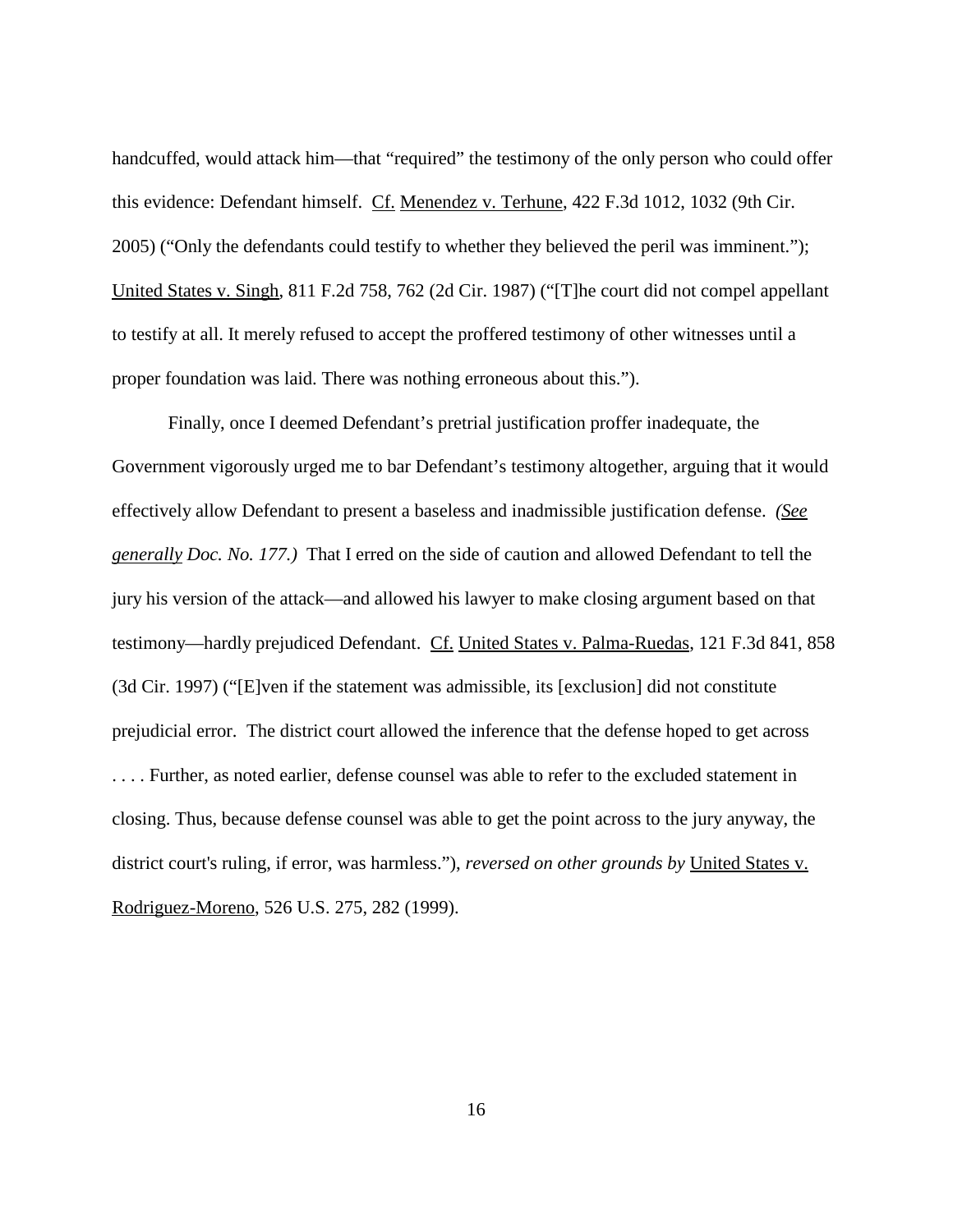handcuffed, would attack him—that "required" the testimony of the only person who could offer this evidence: Defendant himself. Cf. Menendez v. Terhune, 422 F.3d 1012, 1032 (9th Cir. 2005) ("Only the defendants could testify to whether they believed the peril was imminent."); United States v. Singh, 811 F.2d 758, 762 (2d Cir. 1987) ("[T]he court did not compel appellant to testify at all. It merely refused to accept the proffered testimony of other witnesses until a proper foundation was laid. There was nothing erroneous about this.").

Finally, once I deemed Defendant's pretrial justification proffer inadequate, the Government vigorously urged me to bar Defendant's testimony altogether, arguing that it would effectively allow Defendant to present a baseless and inadmissible justification defense. *(See generally Doc. No. 177.)* That I erred on the side of caution and allowed Defendant to tell the jury his version of the attack—and allowed his lawyer to make closing argument based on that testimony—hardly prejudiced Defendant. Cf. United States v. Palma-Ruedas, 121 F.3d 841, 858 (3d Cir. 1997) ("[E]ven if the statement was admissible, its [exclusion] did not constitute prejudicial error. The district court allowed the inference that the defense hoped to get across . . . . Further, as noted earlier, defense counsel was able to refer to the excluded statement in closing. Thus, because defense counsel was able to get the point across to the jury anyway, the district court's ruling, if error, was harmless."), *reversed on other grounds by* United States v. Rodriguez-Moreno, 526 U.S. 275, 282 (1999).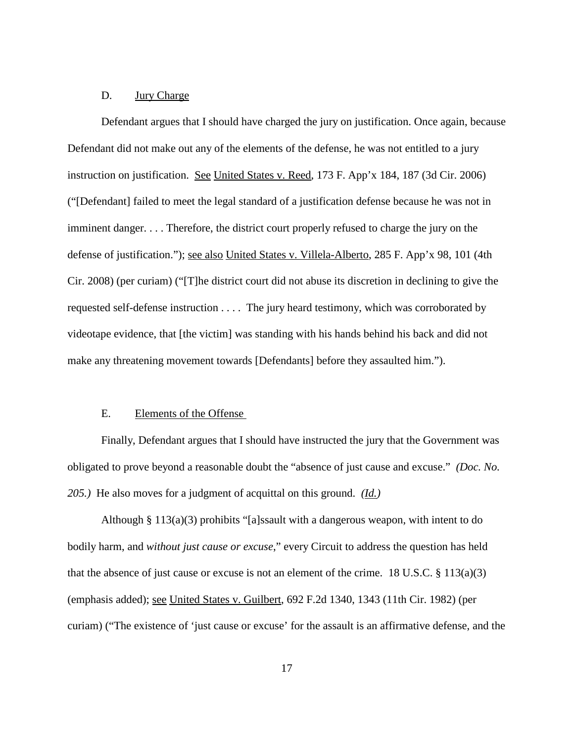D. <u>Jury Charge</u>

Defendant argues that I should have charged the jury on justification. Once again, because Defendant did not make out any of the elements of the defense, he was not entitled to a jury instruction on justification. <u>See</u> <u>United States v. Reed</u>, 173 F. App'x 184, 187 (3d Cir. 2006) ("[Defendant] failed to meet the legal standard of a justification defense because he was not in imminent danger. . . . Therefore, the district court properly refused to charge the jury on the defense of justification."); <u>see also</u> <u>United States v. Villela-Alberto</u>, 285 F. App'x 98, 101 (4th Cir. 2008) (per curiam) ("[T]he district court did not abuse its discretion in declining to give the requested self-defense instruction . . . . The jury heard testimony, which was corroborated by videotape evidence, that [the victim] was standing with his hands behind his back and did not make any threatening movement towards [Defendants] before they assaulted him.").

E. <u>Elements of the Offense</u>

Finally, Defendant argues that I should have instructed the jury that the Government was obligated to prove beyond a reasonable doubt the "absence of just cause and excuse." *(Doc. No. 205.)* He also moves for a judgment of acquittal on this ground. *(<u>Id.</u>)*

Although § 113(a)(3) prohibits "[a]ssault with a dangerous weapon, with intent to do bodily harm, and *without just cause or excuse*," every Circuit to address the question has held that the absence of just cause or excuse is not an element of the crime. 18 U.S.C. § 113(a)(3) (emphasis added); <u>see</u> <u>United States v. Guilbert</u>, 692 F.2d 1340, 1343 (11th Cir. 1982) (per curiam) ("The existence of 'just cause or excuse' for the assault is an affirmative defense, and the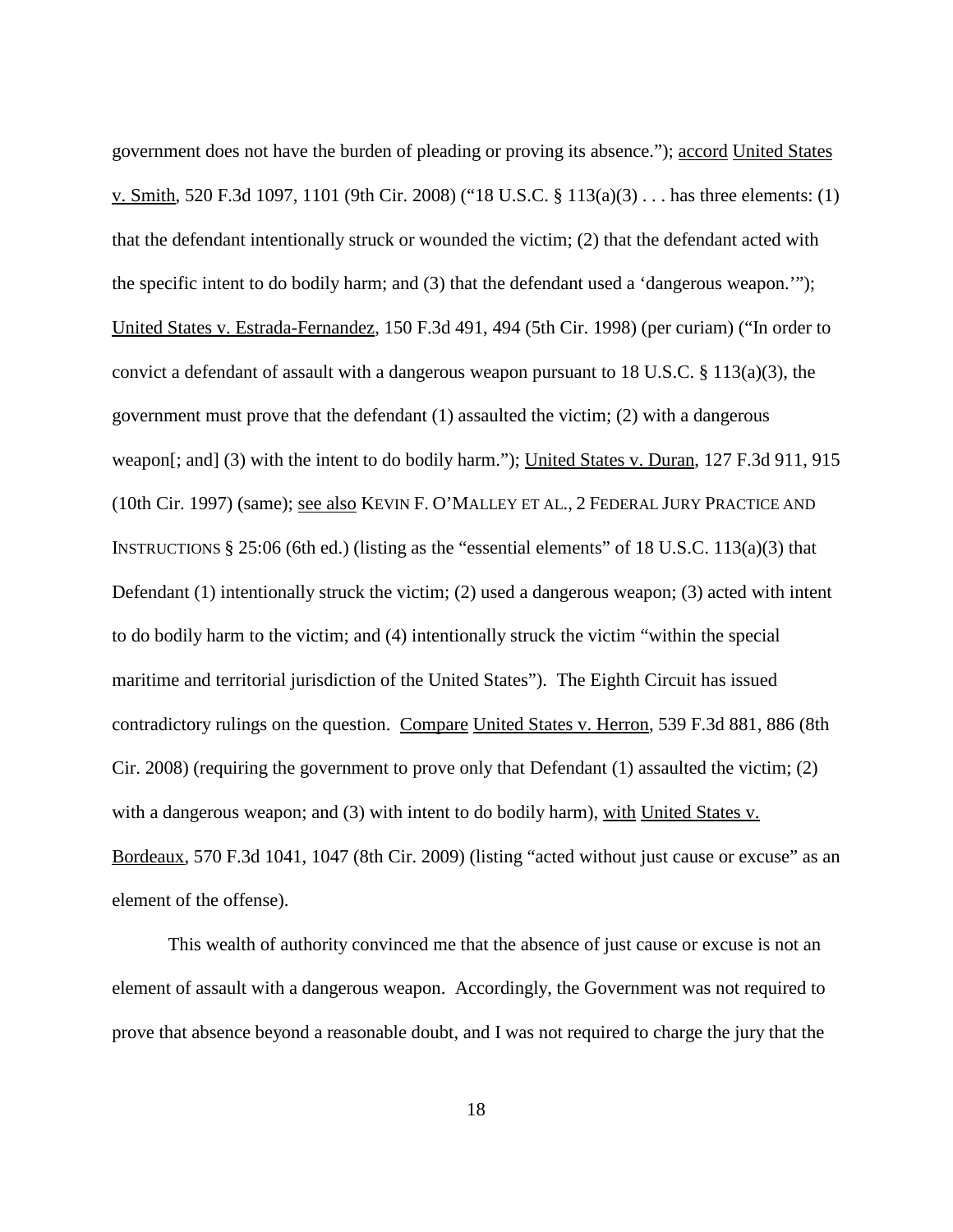government does not have the burden of pleading or proving its absence."); accord United States v. Smith, 520 F.3d 1097, 1101 (9th Cir. 2008) ("18 U.S.C. § 113(a)(3) . . . has three elements: (1) that the defendant intentionally struck or wounded the victim; (2) that the defendant acted with the specific intent to do bodily harm; and (3) that the defendant used a 'dangerous weapon.'"); United States v. Estrada-Fernandez, 150 F.3d 491, 494 (5th Cir. 1998) (per curiam) ("In order to convict a defendant of assault with a dangerous weapon pursuant to 18 U.S.C. § 113(a)(3), the government must prove that the defendant (1) assaulted the victim; (2) with a dangerous weapon[; and] (3) with the intent to do bodily harm."); United States v. Duran, 127 F.3d 911, 915 (10th Cir. 1997) (same); see also KEVIN F. O'MALLEY ET AL., 2 FEDERAL JURY PRACTICE AND INSTRUCTIONS § 25:06 (6th ed.) (listing as the "essential elements" of 18 U.S.C. 113(a)(3) that Defendant (1) intentionally struck the victim; (2) used a dangerous weapon; (3) acted with intent to do bodily harm to the victim; and (4) intentionally struck the victim "within the special maritime and territorial jurisdiction of the United States"). The Eighth Circuit has issued contradictory rulings on the question. Compare United States v. Herron, 539 F.3d 881, 886 (8th Cir. 2008) (requiring the government to prove only that Defendant (1) assaulted the victim; (2) with a dangerous weapon; and (3) with intent to do bodily harm), with United States v. Bordeaux, 570 F.3d 1041, 1047 (8th Cir. 2009) (listing "acted without just cause or excuse" as an element of the offense).

This wealth of authority convinced me that the absence of just cause or excuse is not an element of assault with a dangerous weapon. Accordingly, the Government was not required to prove that absence beyond a reasonable doubt, and I was not required to charge the jury that the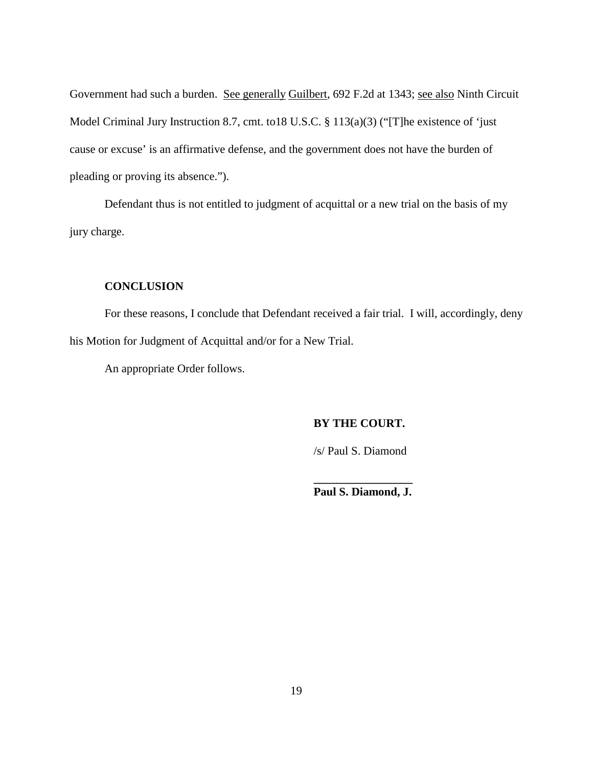Government had such a burden. See generally Guilbert, 692 F.2d at 1343; see also Ninth Circuit Model Criminal Jury Instruction 8.7, cmt. to18 U.S.C. § 113(a)(3) ("[T]he existence of 'just cause or excuse' is an affirmative defense, and the government does not have the burden of pleading or proving its absence.").

Defendant thus is not entitled to judgment of acquittal or a new trial on the basis of my jury charge.

**CONCLUSION**

For these reasons, I conclude that Defendant received a fair trial. I will, accordingly, deny his Motion for Judgment of Acquittal and/or for a New Trial.

An appropriate Order follows.

**BY THE COURT.**

/s/ Paul S. Diamond

**Paul S. Diamond, J.**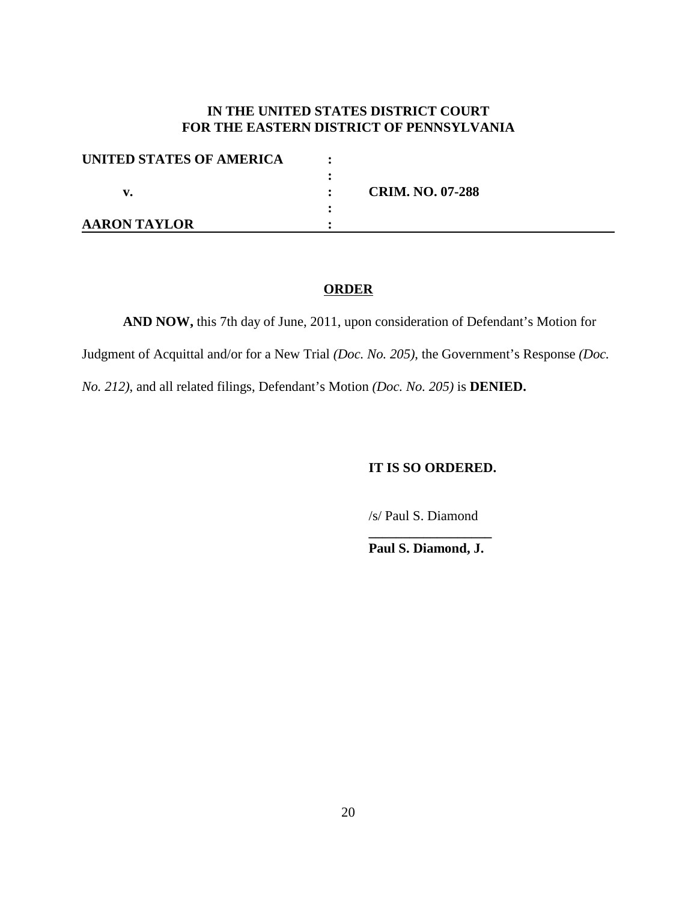**IN THE UNITED STATES DISTRICT COURT**
**FOR THE EASTERN DISTRICT OF PENNSYLVANIA**

| | | |
|---|---|---|
| **UNITED STATES OF AMERICA** | : | |
| | : | |
| **v.** | : | **CRIM. NO. 07-288** |
| | : | |
| **AARON TAYLOR** | : | |

**ORDER**

**AND NOW,** this 7th day of June, 2011, upon consideration of Defendant's Motion for Judgment of Acquittal and/or for a New Trial *(Doc. No. 205)*, the Government's Response *(Doc. No. 212)*, and all related filings, Defendant's Motion *(Doc. No. 205)* is **DENIED.**

**IT IS SO ORDERED.**

/s/ Paul S. Diamond

**Paul S. Diamond, J.**